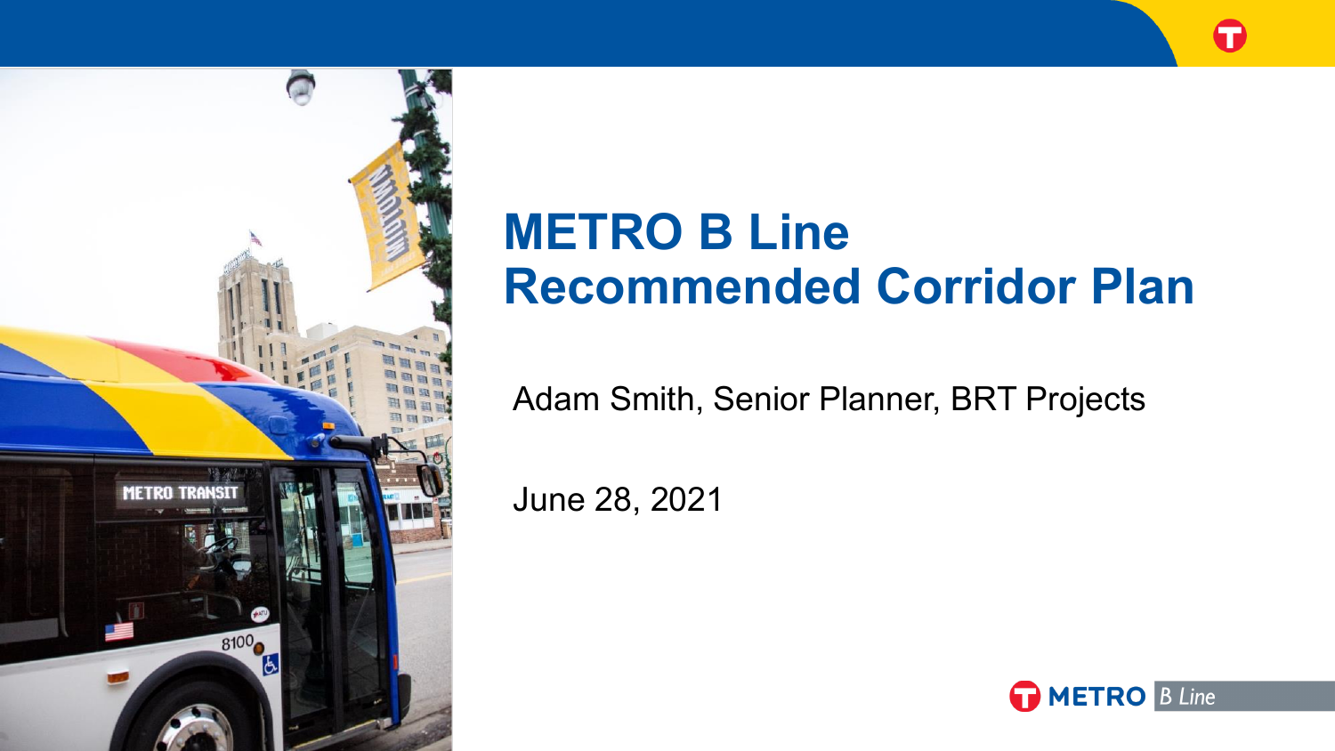# METRO B Line Recommended Corridor Plan

Adam Smith, Senior Planner, BRT Projects

June 28, 2021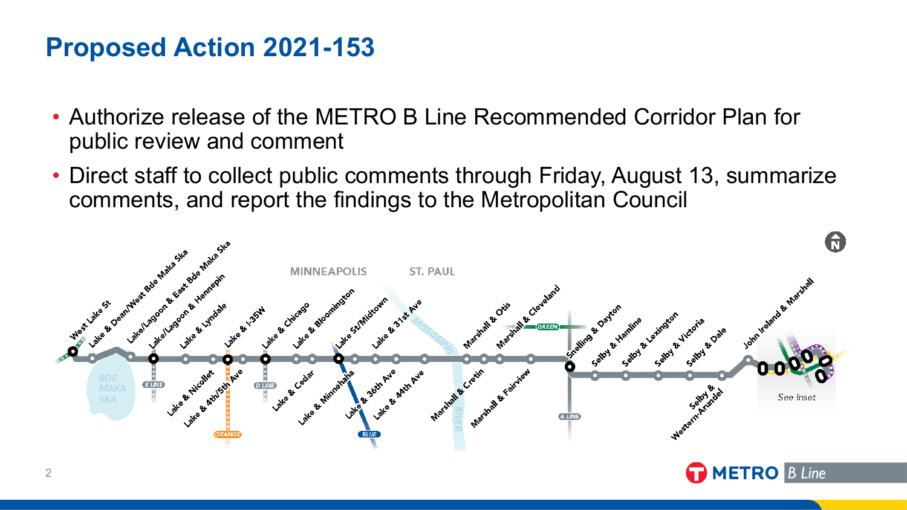# Proposed Action 2021-153

- Authorize release of the METRO B Line Recommended Corridor Plan for public review and comment
- Direct staff to collect public comments through Friday, August 13, summarize comments, and report the findings to the Metropolitan Council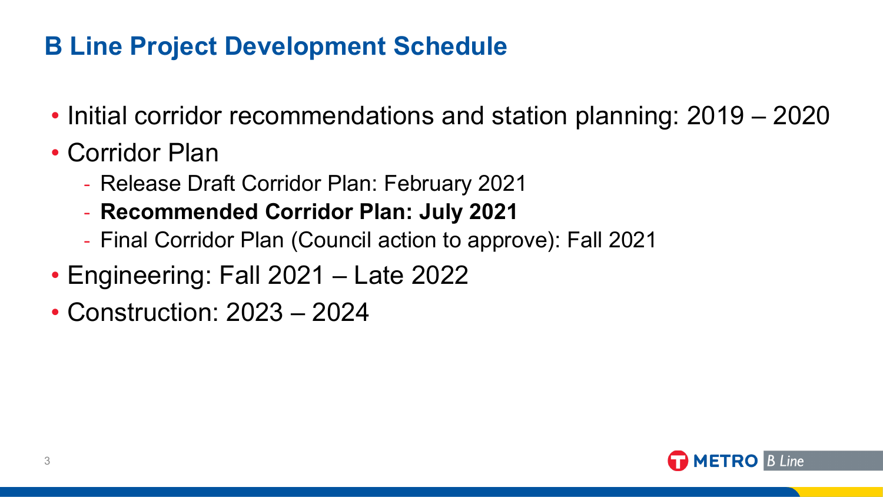## B Line Project Development Schedule

- Initial corridor recommendations and station planning: 2019 – 2020
- Corridor Plan
  - Release Draft Corridor Plan: February 2021
  - **Recommended Corridor Plan: July 2021**
  - Final Corridor Plan (Council action to approve): Fall 2021
- Engineering: Fall 2021 – Late 2022
- Construction: 2023 – 2024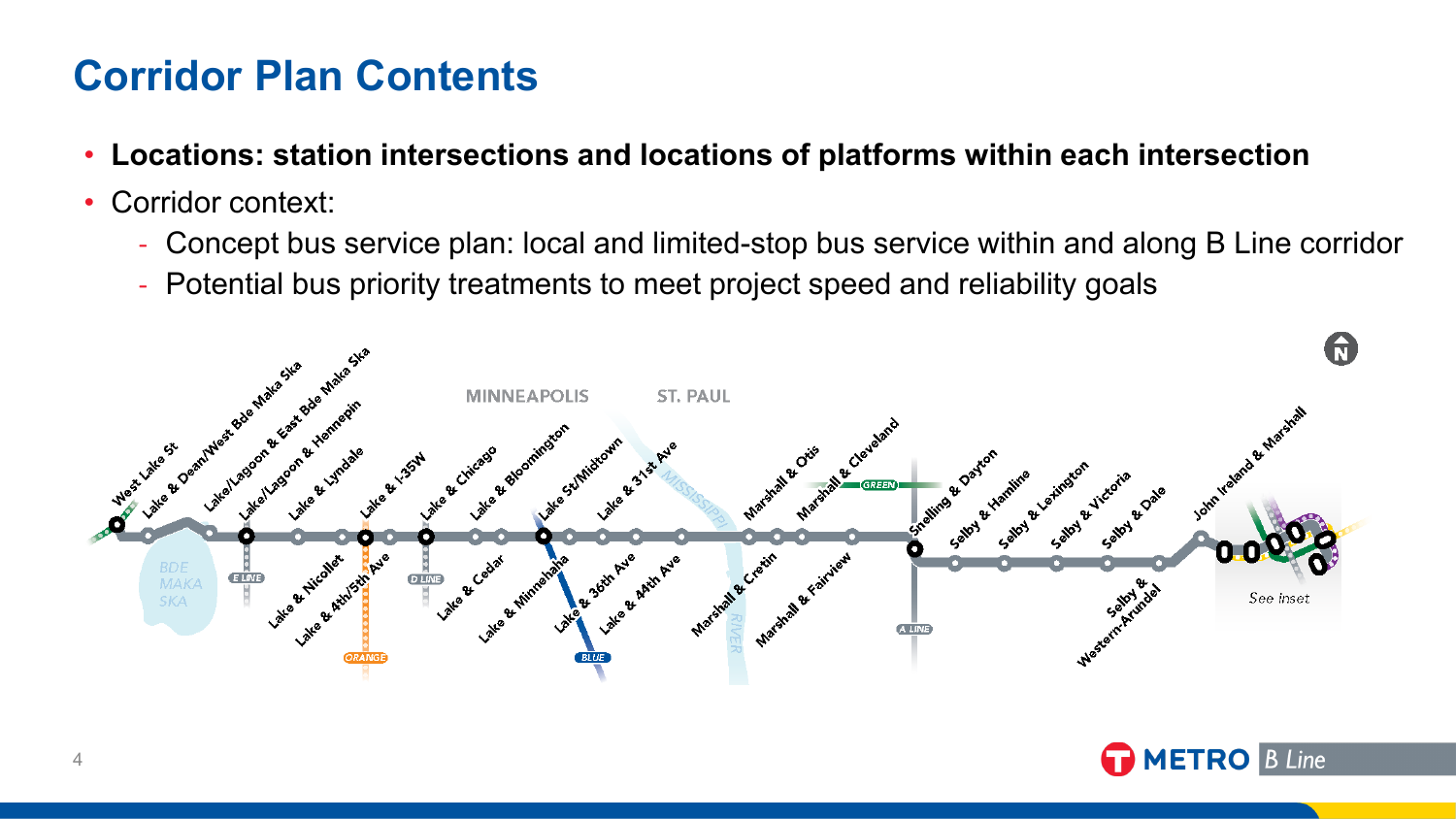# Corridor Plan Contents

- **Locations: station intersections and locations of platforms within each intersection**
- Corridor context:
  - Concept bus service plan: local and limited-stop bus service within and along B Line corridor
  - Potential bus priority treatments to meet project speed and reliability goals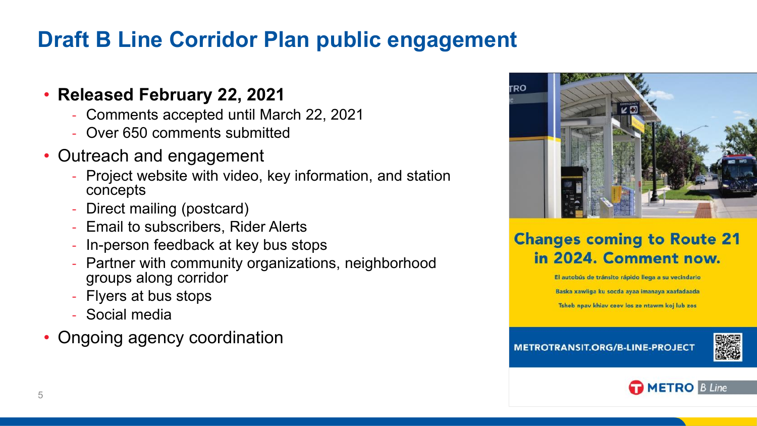# Draft B Line Corridor Plan public engagement

- **Released February 22, 2021**
  - Comments accepted until March 22, 2021
  - Over 650 comments submitted
- Outreach and engagement
  - Project website with video, key information, and station concepts
  - Direct mailing (postcard)
  - Email to subscribers, Rider Alerts
  - In-person feedback at key bus stops
  - Partner with community organizations, neighborhood groups along corridor
  - Flyers at bus stops
  - Social media
- Ongoing agency coordination

**Changes coming to Route 21 in 2024. Comment now.**

El autobús de tránsito rápido llega a su vecindario

Baska xawliga ku socda ayaa imanaya xaafadaada

Tsheb npav khiav ceev los ze ntawm koj lub zos

METROTRANSIT.ORG/B-LINE-PROJECT

METRO B Line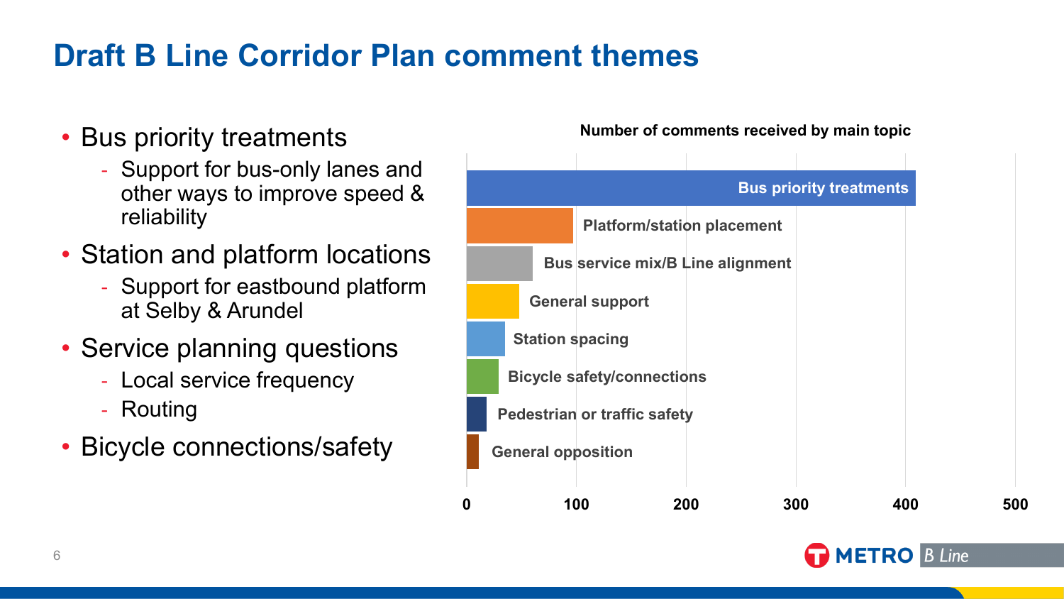# Draft B Line Corridor Plan comment themes

- Bus priority treatments
  - Support for bus-only lanes and other ways to improve speed & reliability
- Station and platform locations
  - Support for eastbound platform at Selby & Arundel
- Service planning questions
  - Local service frequency
  - Routing
- Bicycle connections/safety

**Number of comments received by main topic**

- Bus priority treatments
- Platform/station placement
- Bus service mix/B Line alignment
- General support
- Station spacing
- Bicycle safety/connections
- Pedestrian or traffic safety
- General opposition

0 100 200 300 400 500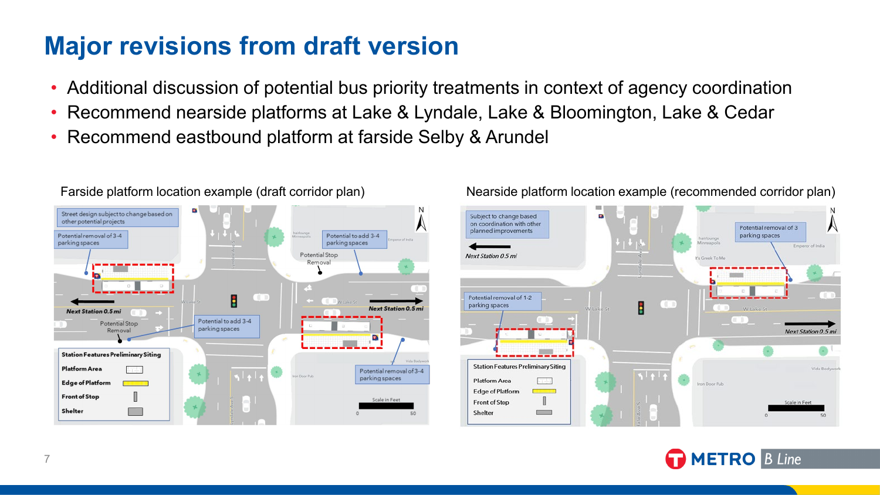# Major revisions from draft version

- Additional discussion of potential bus priority treatments in context of agency coordination
- Recommend nearside platforms at Lake & Lyndale, Lake & Bloomington, Lake & Cedar
- Recommend eastbound platform at farside Selby & Arundel

Farside platform location example (draft corridor plan)

Street design subject to change based on other potential projects

Potential removal of 3-4 parking spaces

Potential to add 3-4 parking spaces

Potential Stop Removal

Next Station 0.5 mi

Potential Stop Removal

Potential to add 3-4 parking spaces

Next Station 0.5 mi

Potential removal of 3-4 parking spaces

Station Features Preliminary Siting

- Platform Area
- Edge of Platform
- Front of Stop
- Shelter

Scale in Feet 0 50

Nearside platform location example (recommended corridor plan)

Subject to change based on coordination with other planned improvements

Next Station 0.5 mi

Potential removal of 3 parking spaces

Potential removal of 1-2 parking spaces

Next Station 0.5 mi

Station Features Preliminary Siting

- Platform Area
- Edge of Platform
- Front of Stop
- Shelter

Scale in Feet 0 50

METRO B Line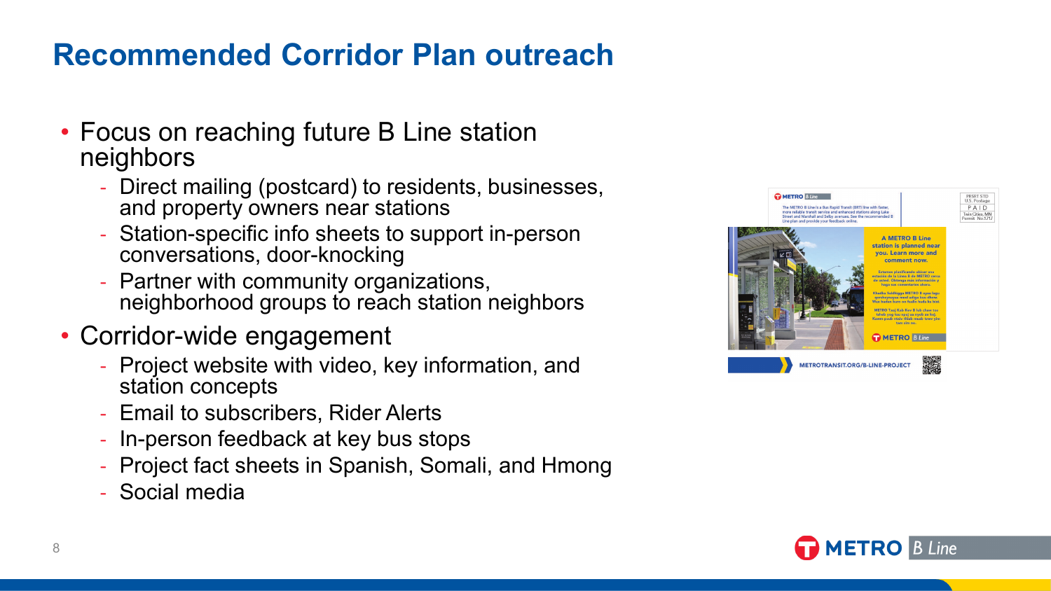# Recommended Corridor Plan outreach

- Focus on reaching future B Line station neighbors
  - Direct mailing (postcard) to residents, businesses, and property owners near stations
  - Station-specific info sheets to support in-person conversations, door-knocking
  - Partner with community organizations, neighborhood groups to reach station neighbors
- Corridor-wide engagement
  - Project website with video, key information, and station concepts
  - Email to subscribers, Rider Alerts
  - In-person feedback at key bus stops
  - Project fact sheets in Spanish, Somali, and Hmong
  - Social media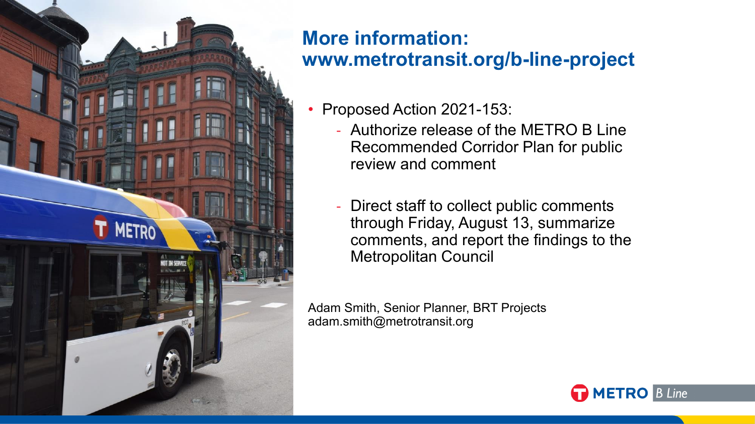## More information: www.metrotransit.org/b-line-project

- Proposed Action 2021-153:
  - Authorize release of the METRO B Line Recommended Corridor Plan for public review and comment
  - Direct staff to collect public comments through Friday, August 13, summarize comments, and report the findings to the Metropolitan Council

Adam Smith, Senior Planner, BRT Projects
adam.smith@metrotransit.org

METRO B Line